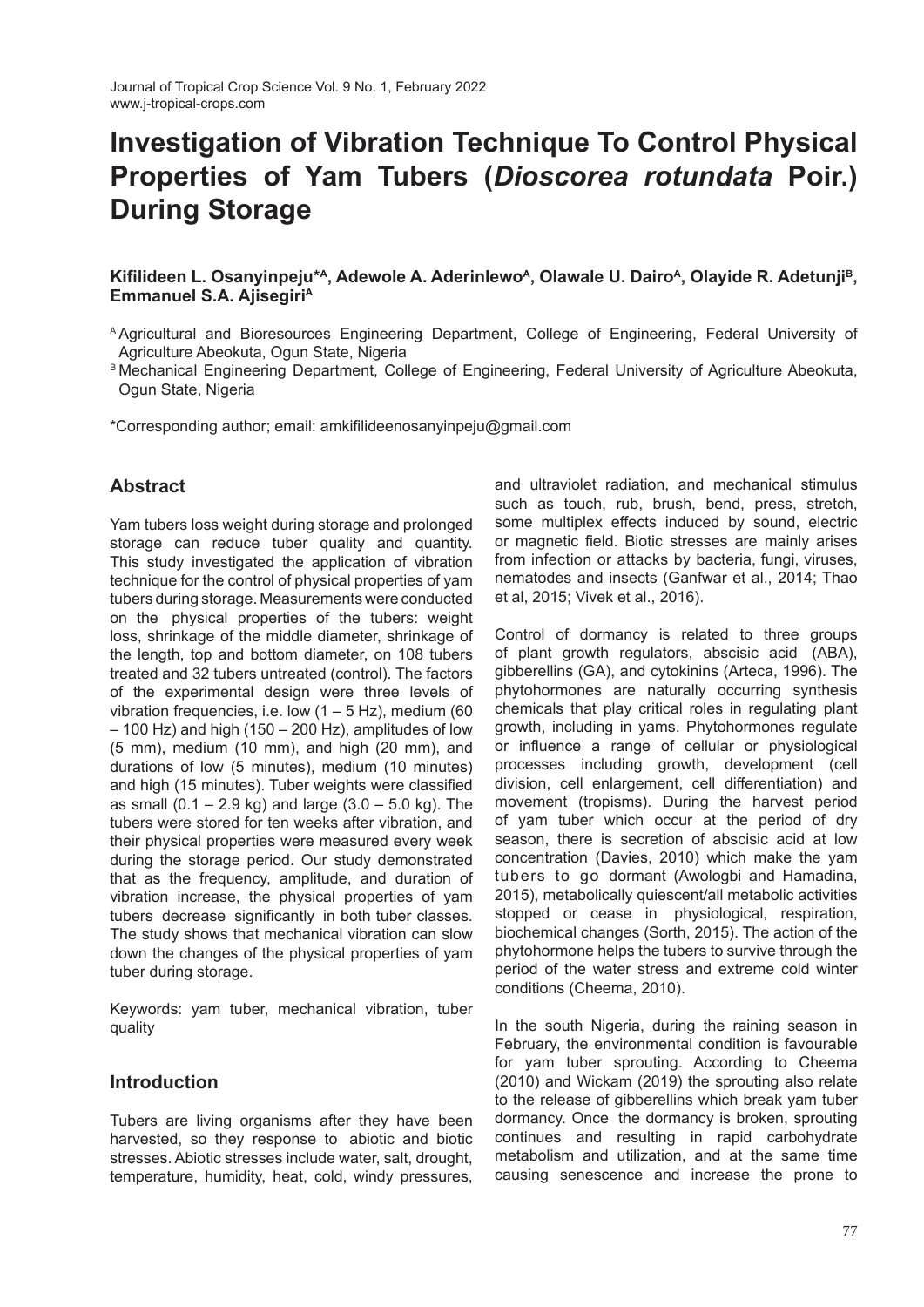# Investigation of Vibration Technique To Control Physical Properties of Yam Tubers (*Dioscorea rotundata* Poir.) During Storage

**Kifilideen L. Osanyinpeju*[A], Adewole A. Aderinlewo[A], Olawale U. Dairo[A], Olayide R. Adetunji[B], Emmanuel S.A. Ajisegiri[A]**

[A] Agricultural and Bioresources Engineering Department, College of Engineering, Federal University of Agriculture Abeokuta, Ogun State, Nigeria

[B] Mechanical Engineering Department, College of Engineering, Federal University of Agriculture Abeokuta, Ogun State, Nigeria

*Corresponding author; email: amkifilideenosanyinpeju@gmail.com

## Abstract

Yam tubers loss weight during storage and prolonged storage can reduce tuber quality and quantity. This study investigated the application of vibration technique for the control of physical properties of yam tubers during storage. Measurements were conducted on the physical properties of the tubers: weight loss, shrinkage of the middle diameter, shrinkage of the length, top and bottom diameter, on 108 tubers treated and 32 tubers untreated (control). The factors of the experimental design were three levels of vibration frequencies, i.e. low (1 – 5 Hz), medium (60 – 100 Hz) and high (150 – 200 Hz), amplitudes of low (5 mm), medium (10 mm), and high (20 mm), and durations of low (5 minutes), medium (10 minutes) and high (15 minutes). Tuber weights were classified as small (0.1 – 2.9 kg) and large (3.0 – 5.0 kg). The tubers were stored for ten weeks after vibration, and their physical properties were measured every week during the storage period. Our study demonstrated that as the frequency, amplitude, and duration of vibration increase, the physical properties of yam tubers decrease significantly in both tuber classes. The study shows that mechanical vibration can slow down the changes of the physical properties of yam tuber during storage.

Keywords: yam tuber, mechanical vibration, tuber quality

## Introduction

Tubers are living organisms after they have been harvested, so they response to abiotic and biotic stresses. Abiotic stresses include water, salt, drought, temperature, humidity, heat, cold, windy pressures, and ultraviolet radiation, and mechanical stimulus such as touch, rub, brush, bend, press, stretch, some multiplex effects induced by sound, electric or magnetic field. Biotic stresses are mainly arises from infection or attacks by bacteria, fungi, viruses, nematodes and insects (Ganfwar et al., 2014; Thao et al, 2015; Vivek et al., 2016).

Control of dormancy is related to three groups of plant growth regulators, abscisic acid (ABA), gibberellins (GA), and cytokinins (Arteca, 1996). The phytohormones are naturally occurring synthesis chemicals that play critical roles in regulating plant growth, including in yams. Phytohormones regulate or influence a range of cellular or physiological processes including growth, development (cell division, cell enlargement, cell differentiation) and movement (tropisms). During the harvest period of yam tuber which occur at the period of dry season, there is secretion of abscisic acid at low concentration (Davies, 2010) which make the yam tubers to go dormant (Awologbi and Hamadina, 2015), metabolically quiescent/all metabolic activities stopped or cease in physiological, respiration, biochemical changes (Sorth, 2015). The action of the phytohormone helps the tubers to survive through the period of the water stress and extreme cold winter conditions (Cheema, 2010).

In the south Nigeria, during the raining season in February, the environmental condition is favourable for yam tuber sprouting. According to Cheema (2010) and Wickam (2019) the sprouting also relate to the release of gibberellins which break yam tuber dormancy. Once the dormancy is broken, sprouting continues and resulting in rapid carbohydrate metabolism and utilization, and at the same time causing senescence and increase the prone to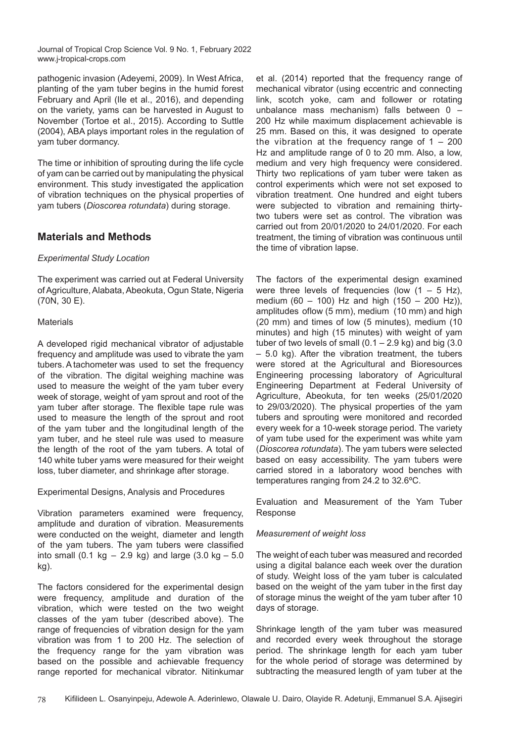pathogenic invasion (Adeyemi, 2009). In West Africa, planting of the yam tuber begins in the humid forest February and April (Ile et al., 2016), and depending on the variety, yams can be harvested in August to November (Tortoe et al., 2015). According to Suttle (2004), ABA plays important roles in the regulation of yam tuber dormancy.

The time or inhibition of sprouting during the life cycle of yam can be carried out by manipulating the physical environment. This study investigated the application of vibration techniques on the physical properties of yam tubers (*Dioscorea rotundata*) during storage.

## Materials and Methods

### *Experimental Study Location*

The experiment was carried out at Federal University of Agriculture, Alabata, Abeokuta, Ogun State, Nigeria (70N, 30 E).

### Materials

A developed rigid mechanical vibrator of adjustable frequency and amplitude was used to vibrate the yam tubers. A tachometer was used to set the frequency of the vibration. The digital weighing machine was used to measure the weight of the yam tuber every week of storage, weight of yam sprout and root of the yam tuber after storage. The flexible tape rule was used to measure the length of the sprout and root of the yam tuber and the longitudinal length of the yam tuber, and he steel rule was used to measure the length of the root of the yam tubers. A total of 140 white tuber yams were measured for their weight loss, tuber diameter, and shrinkage after storage.

### Experimental Designs, Analysis and Procedures

Vibration parameters examined were frequency, amplitude and duration of vibration. Measurements were conducted on the weight, diameter and length of the yam tubers. The yam tubers were classified into small (0.1 kg – 2.9 kg) and large (3.0 kg – 5.0 kg).

The factors considered for the experimental design were frequency, amplitude and duration of the vibration, which were tested on the two weight classes of the yam tuber (described above). The range of frequencies of vibration design for the yam vibration was from 1 to 200 Hz. The selection of the frequency range for the yam vibration was based on the possible and achievable frequency range reported for mechanical vibrator. Nitinkumar et al. (2014) reported that the frequency range of mechanical vibrator (using eccentric and connecting link, scotch yoke, cam and follower or rotating unbalance mass mechanism) falls between 0 – 200 Hz while maximum displacement achievable is 25 mm. Based on this, it was designed to operate the vibration at the frequency range of 1 – 200 Hz and amplitude range of 0 to 20 mm. Also, a low, medium and very high frequency were considered. Thirty two replications of yam tuber were taken as control experiments which were not set exposed to vibration treatment. One hundred and eight tubers were subjected to vibration and remaining thirty-two tubers were set as control. The vibration was carried out from 20/01/2020 to 24/01/2020. For each treatment, the timing of vibration was continuous until the time of vibration lapse.

The factors of the experimental design examined were three levels of frequencies (low (1 – 5 Hz), medium (60 – 100) Hz and high (150 – 200 Hz)), amplitudes oflow (5 mm), medium (10 mm) and high (20 mm) and times of low (5 minutes), medium (10 minutes) and high (15 minutes) with weight of yam tuber of two levels of small (0.1 – 2.9 kg) and big (3.0 – 5.0 kg). After the vibration treatment, the tubers were stored at the Agricultural and Bioresources Engineering processing laboratory of Agricultural Engineering Department at Federal University of Agriculture, Abeokuta, for ten weeks (25/01/2020 to 29/03/2020). The physical properties of the yam tubers and sprouting were monitored and recorded every week for a 10-week storage period. The variety of yam tube used for the experiment was white yam (*Dioscorea rotundata*). The yam tubers were selected based on easy accessibility. The yam tubers were carried stored in a laboratory wood benches with temperatures ranging from 24.2 to 32.6ºC.

### Evaluation and Measurement of the Yam Tuber Response

#### *Measurement of weight loss*

The weight of each tuber was measured and recorded using a digital balance each week over the duration of study. Weight loss of the yam tuber is calculated based on the weight of the yam tuber in the first day of storage minus the weight of the yam tuber after 10 days of storage.

Shrinkage length of the yam tuber was measured and recorded every week throughout the storage period. The shrinkage length for each yam tuber for the whole period of storage was determined by subtracting the measured length of yam tuber at the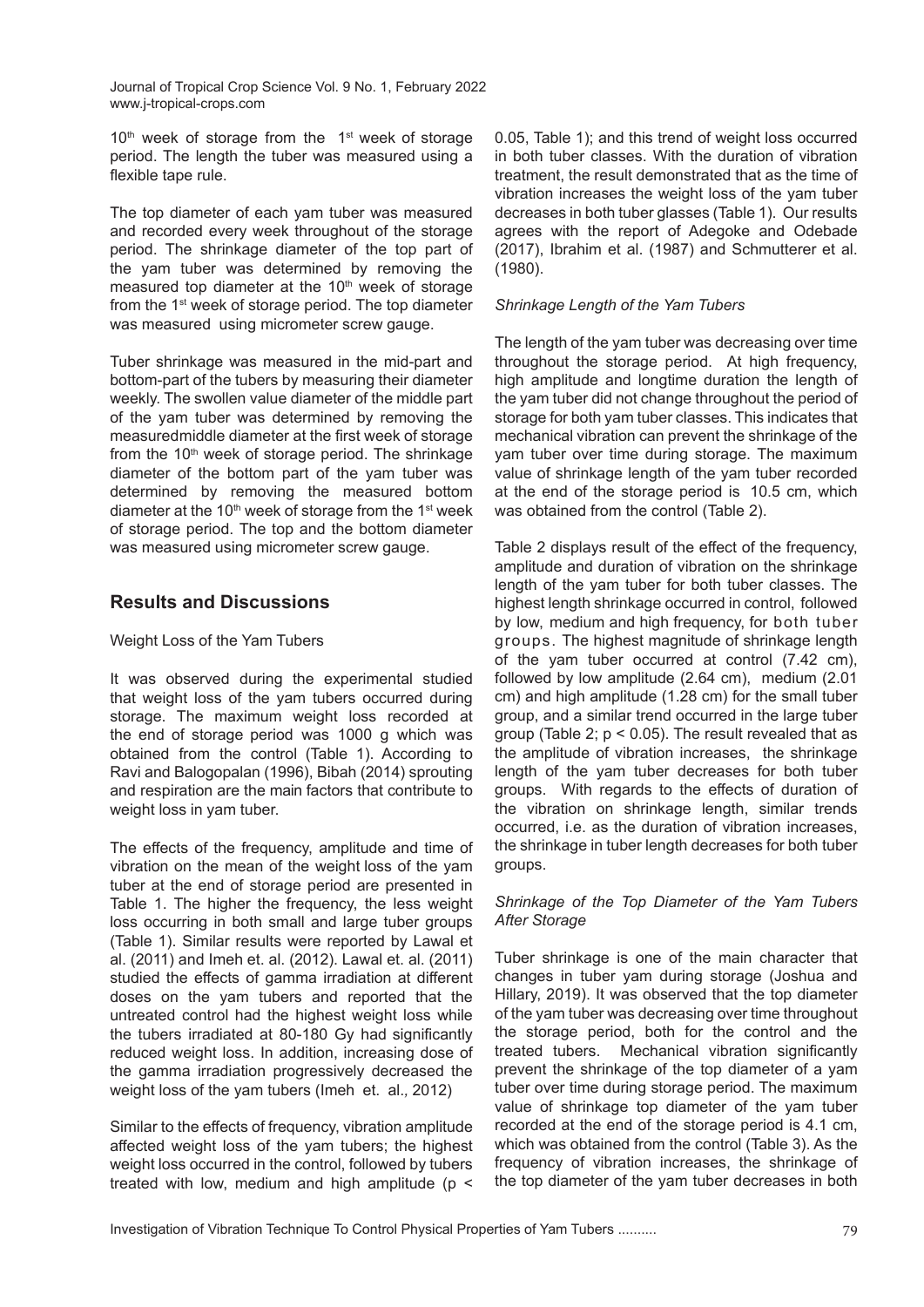$10^{th}$ week of storage from the $1^{st}$ week of storage period. The length the tuber was measured using a flexible tape rule.

The top diameter of each yam tuber was measured and recorded every week throughout of the storage period. The shrinkage diameter of the top part of the yam tuber was determined by removing the measured top diameter at the $10^{th}$ week of storage from the $1^{st}$ week of storage period. The top diameter was measured using micrometer screw gauge.

Tuber shrinkage was measured in the mid-part and bottom-part of the tubers by measuring their diameter weekly. The swollen value diameter of the middle part of the yam tuber was determined by removing the measuredmiddle diameter at the first week of storage from the $10^{th}$ week of storage period. The shrinkage diameter of the bottom part of the yam tuber was determined by removing the measured bottom diameter at the $10^{th}$ week of storage from the $1^{st}$ week of storage period. The top and the bottom diameter was measured using micrometer screw gauge.

## Results and Discussions

Weight Loss of the Yam Tubers

It was observed during the experimental studied that weight loss of the yam tubers occurred during storage. The maximum weight loss recorded at the end of storage period was 1000 g which was obtained from the control (Table 1). According to Ravi and Balogopalan (1996), Bibah (2014) sprouting and respiration are the main factors that contribute to weight loss in yam tuber.

The effects of the frequency, amplitude and time of vibration on the mean of the weight loss of the yam tuber at the end of storage period are presented in Table 1. The higher the frequency, the less weight loss occurring in both small and large tuber groups (Table 1). Similar results were reported by Lawal et al. (2011) and Imeh et. al. (2012). Lawal et. al. (2011) studied the effects of gamma irradiation at different doses on the yam tubers and reported that the untreated control had the highest weight loss while the tubers irradiated at 80-180 Gy had significantly reduced weight loss. In addition, increasing dose of the gamma irradiation progressively decreased the weight loss of the yam tubers (Imeh et. al., 2012)

Similar to the effects of frequency, vibration amplitude affected weight loss of the yam tubers; the highest weight loss occurred in the control, followed by tubers treated with low, medium and high amplitude ($p < 0.05$, Table 1); and this trend of weight loss occurred in both tuber classes. With the duration of vibration treatment, the result demonstrated that as the time of vibration increases the weight loss of the yam tuber decreases in both tuber glasses (Table 1). Our results agrees with the report of Adegoke and Odebade (2017), Ibrahim et al. (1987) and Schmutterer et al. (1980).

*Shrinkage Length of the Yam Tubers*

The length of the yam tuber was decreasing over time throughout the storage period. At high frequency, high amplitude and longtime duration the length of the yam tuber did not change throughout the period of storage for both yam tuber classes. This indicates that mechanical vibration can prevent the shrinkage of the yam tuber over time during storage. The maximum value of shrinkage length of the yam tuber recorded at the end of the storage period is 10.5 cm, which was obtained from the control (Table 2).

Table 2 displays result of the effect of the frequency, amplitude and duration of vibration on the shrinkage length of the yam tuber for both tuber classes. The highest length shrinkage occurred in control, followed by low, medium and high frequency, for both tuber groups. The highest magnitude of shrinkage length of the yam tuber occurred at control (7.42 cm), followed by low amplitude (2.64 cm), medium (2.01 cm) and high amplitude (1.28 cm) for the small tuber group, and a similar trend occurred in the large tuber group (Table 2; $p < 0.05$). The result revealed that as the amplitude of vibration increases, the shrinkage length of the yam tuber decreases for both tuber groups. With regards to the effects of duration of the vibration on shrinkage length, similar trends occurred, i.e. as the duration of vibration increases, the shrinkage in tuber length decreases for both tuber groups.

*Shrinkage of the Top Diameter of the Yam Tubers After Storage*

Tuber shrinkage is one of the main character that changes in tuber yam during storage (Joshua and Hillary, 2019). It was observed that the top diameter of the yam tuber was decreasing over time throughout the storage period, both for the control and the treated tubers. Mechanical vibration significantly prevent the shrinkage of the top diameter of a yam tuber over time during storage period. The maximum value of shrinkage top diameter of the yam tuber recorded at the end of the storage period is 4.1 cm, which was obtained from the control (Table 3). As the frequency of vibration increases, the shrinkage of the top diameter of the yam tuber decreases in both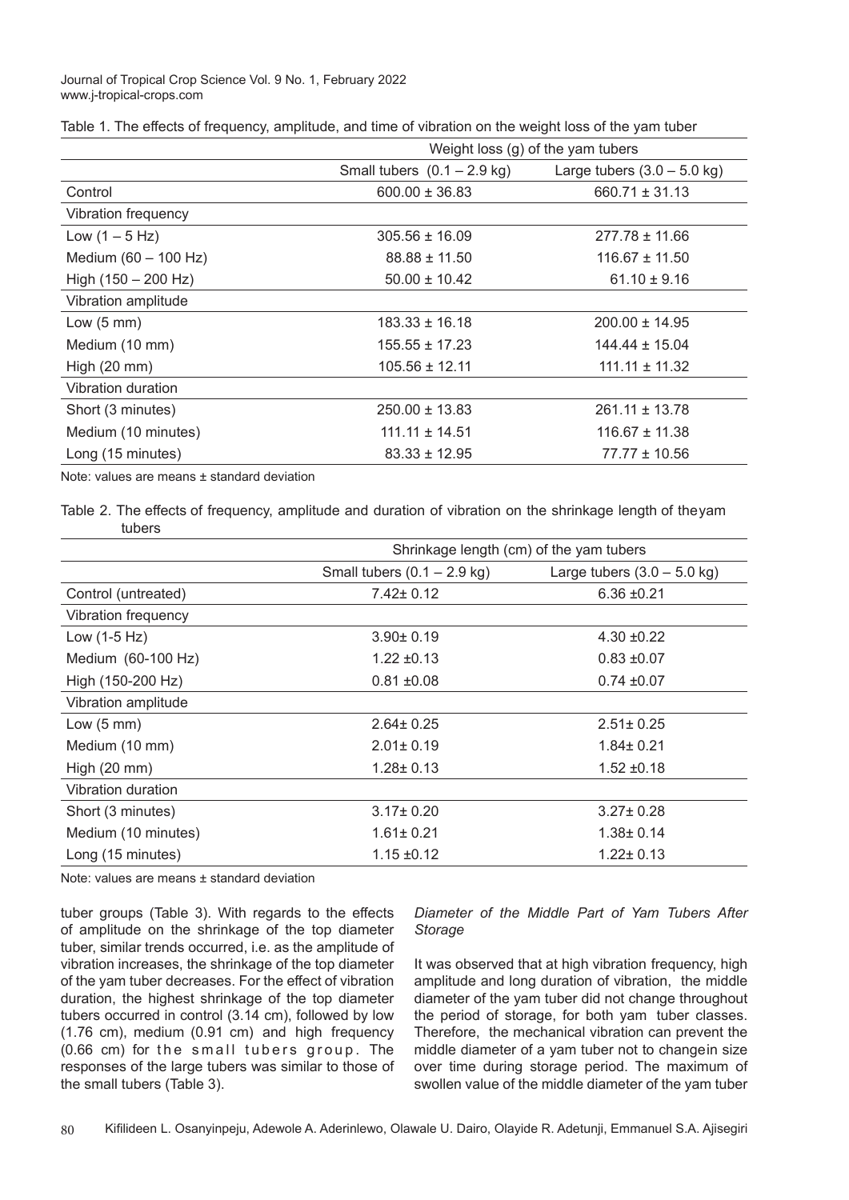Table 1. The effects of frequency, amplitude, and time of vibration on the weight loss of the yam tuber

| | Weight loss (g) of the yam tubers | |
|---|---|---|
| | Small tubers (0.1 – 2.9 kg) | Large tubers (3.0 – 5.0 kg) |
| Control | 600.00 ± 36.83 | 660.71 ± 31.13 |
| Vibration frequency | | |
| Low (1 – 5 Hz) | 305.56 ± 16.09 | 277.78 ± 11.66 |
| Medium (60 – 100 Hz) | 88.88 ± 11.50 | 116.67 ± 11.50 |
| High (150 – 200 Hz) | 50.00 ± 10.42 | 61.10 ± 9.16 |
| Vibration amplitude | | |
| Low (5 mm) | 183.33 ± 16.18 | 200.00 ± 14.95 |
| Medium (10 mm) | 155.55 ± 17.23 | 144.44 ± 15.04 |
| High (20 mm) | 105.56 ± 12.11 | 111.11 ± 11.32 |
| Vibration duration | | |
| Short (3 minutes) | 250.00 ± 13.83 | 261.11 ± 13.78 |
| Medium (10 minutes) | 111.11 ± 14.51 | 116.67 ± 11.38 |
| Long (15 minutes) | 83.33 ± 12.95 | 77.77 ± 10.56 |

Note: values are means ± standard deviation

Table 2. The effects of frequency, amplitude and duration of vibration on the shrinkage length of theyam tubers

| | Shrinkage length (cm) of the yam tubers | |
|---|---|---|
| | Small tubers (0.1 – 2.9 kg) | Large tubers (3.0 – 5.0 kg) |
| Control (untreated) | 7.42± 0.12 | 6.36 ±0.21 |
| Vibration frequency | | |
| Low (1-5 Hz) | 3.90± 0.19 | 4.30 ±0.22 |
| Medium (60-100 Hz) | 1.22 ±0.13 | 0.83 ±0.07 |
| High (150-200 Hz) | 0.81 ±0.08 | 0.74 ±0.07 |
| Vibration amplitude | | |
| Low (5 mm) | 2.64± 0.25 | 2.51± 0.25 |
| Medium (10 mm) | 2.01± 0.19 | 1.84± 0.21 |
| High (20 mm) | 1.28± 0.13 | 1.52 ±0.18 |
| Vibration duration | | |
| Short (3 minutes) | 3.17± 0.20 | 3.27± 0.28 |
| Medium (10 minutes) | 1.61± 0.21 | 1.38± 0.14 |
| Long (15 minutes) | 1.15 ±0.12 | 1.22± 0.13 |

Note: values are means ± standard deviation

tuber groups (Table 3). With regards to the effects of amplitude on the shrinkage of the top diameter tuber, similar trends occurred, i.e. as the amplitude of vibration increases, the shrinkage of the top diameter of the yam tuber decreases. For the effect of vibration duration, the highest shrinkage of the top diameter tubers occurred in control (3.14 cm), followed by low (1.76 cm), medium (0.91 cm) and high frequency (0.66 cm) for the small tubers group. The responses of the large tubers was similar to those of the small tubers (Table 3).

### *Diameter of the Middle Part of Yam Tubers After Storage*

It was observed that at high vibration frequency, high amplitude and long duration of vibration, the middle diameter of the yam tuber did not change throughout the period of storage, for both yam tuber classes. Therefore, the mechanical vibration can prevent the middle diameter of a yam tuber not to changein size over time during storage period. The maximum of swollen value of the middle diameter of the yam tuber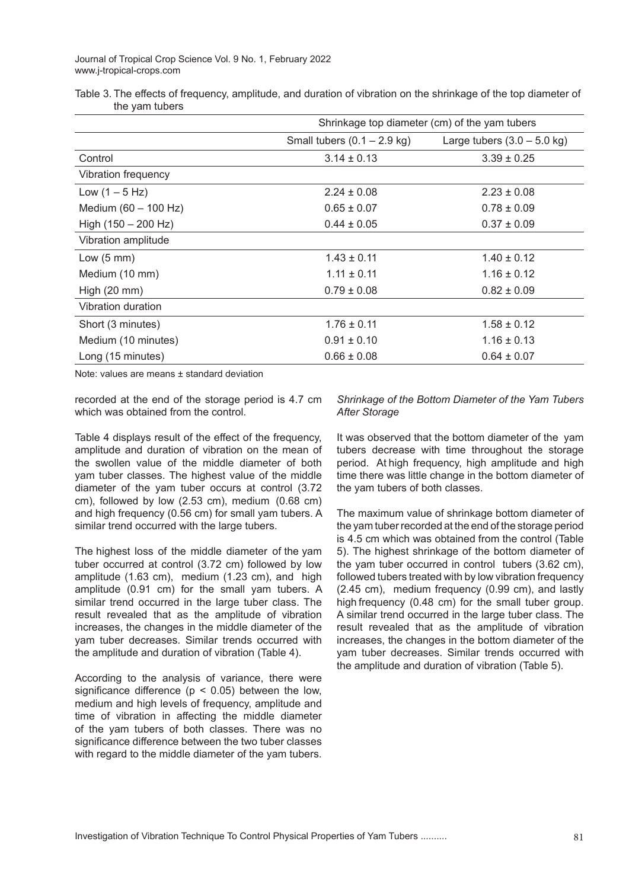Table 3. The effects of frequency, amplitude, and duration of vibration on the shrinkage of the top diameter of the yam tubers

| | Shrinkage top diameter (cm) of the yam tubers | |
|---|---|---|
| | Small tubers (0.1 – 2.9 kg) | Large tubers (3.0 – 5.0 kg) |
| Control | 3.14 ± 0.13 | 3.39 ± 0.25 |
| Vibration frequency | | |
| Low (1 – 5 Hz) | 2.24 ± 0.08 | 2.23 ± 0.08 |
| Medium (60 – 100 Hz) | 0.65 ± 0.07 | 0.78 ± 0.09 |
| High (150 – 200 Hz) | 0.44 ± 0.05 | 0.37 ± 0.09 |
| Vibration amplitude | | |
| Low (5 mm) | 1.43 ± 0.11 | 1.40 ± 0.12 |
| Medium (10 mm) | 1.11 ± 0.11 | 1.16 ± 0.12 |
| High (20 mm) | 0.79 ± 0.08 | 0.82 ± 0.09 |
| Vibration duration | | |
| Short (3 minutes) | 1.76 ± 0.11 | 1.58 ± 0.12 |
| Medium (10 minutes) | 0.91 ± 0.10 | 1.16 ± 0.13 |
| Long (15 minutes) | 0.66 ± 0.08 | 0.64 ± 0.07 |

Note: values are means ± standard deviation

recorded at the end of the storage period is 4.7 cm which was obtained from the control.

Table 4 displays result of the effect of the frequency, amplitude and duration of vibration on the mean of the swollen value of the middle diameter of both yam tuber classes. The highest value of the middle diameter of the yam tuber occurs at control (3.72 cm), followed by low (2.53 cm), medium (0.68 cm) and high frequency (0.56 cm) for small yam tubers. A similar trend occurred with the large tubers.

The highest loss of the middle diameter of the yam tuber occurred at control (3.72 cm) followed by low amplitude (1.63 cm), medium (1.23 cm), and high amplitude (0.91 cm) for the small yam tubers. A similar trend occurred in the large tuber class. The result revealed that as the amplitude of vibration increases, the changes in the middle diameter of the yam tuber decreases. Similar trends occurred with the amplitude and duration of vibration (Table 4).

According to the analysis of variance, there were significance difference ($p < 0.05$) between the low, medium and high levels of frequency, amplitude and time of vibration in affecting the middle diameter of the yam tubers of both classes. There was no significance difference between the two tuber classes with regard to the middle diameter of the yam tubers.

*Shrinkage of the Bottom Diameter of the Yam Tubers After Storage*

It was observed that the bottom diameter of the yam tubers decrease with time throughout the storage period. At high frequency, high amplitude and high time there was little change in the bottom diameter of the yam tubers of both classes.

The maximum value of shrinkage bottom diameter of the yam tuber recorded at the end of the storage period is 4.5 cm which was obtained from the control (Table 5). The highest shrinkage of the bottom diameter of the yam tuber occurred in control tubers (3.62 cm), followed tubers treated with by low vibration frequency (2.45 cm), medium frequency (0.99 cm), and lastly high frequency (0.48 cm) for the small tuber group. A similar trend occurred in the large tuber class. The result revealed that as the amplitude of vibration increases, the changes in the bottom diameter of the yam tuber decreases. Similar trends occurred with the amplitude and duration of vibration (Table 5).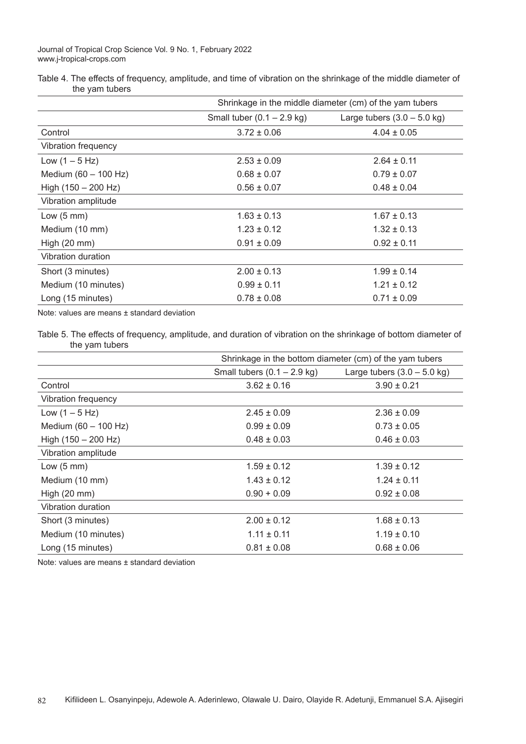Table 4. The effects of frequency, amplitude, and time of vibration on the shrinkage of the middle diameter of the yam tubers

| | Shrinkage in the middle diameter (cm) of the yam tubers | |
|---|---|---|
| | Small tuber (0.1 – 2.9 kg) | Large tubers (3.0 – 5.0 kg) |
| Control | 3.72 ± 0.06 | 4.04 ± 0.05 |
| Vibration frequency | | |
| Low (1 – 5 Hz) | 2.53 ± 0.09 | 2.64 ± 0.11 |
| Medium (60 – 100 Hz) | 0.68 ± 0.07 | 0.79 ± 0.07 |
| High (150 – 200 Hz) | 0.56 ± 0.07 | 0.48 ± 0.04 |
| Vibration amplitude | | |
| Low (5 mm) | 1.63 ± 0.13 | 1.67 ± 0.13 |
| Medium (10 mm) | 1.23 ± 0.12 | 1.32 ± 0.13 |
| High (20 mm) | 0.91 ± 0.09 | 0.92 ± 0.11 |
| Vibration duration | | |
| Short (3 minutes) | 2.00 ± 0.13 | 1.99 ± 0.14 |
| Medium (10 minutes) | 0.99 ± 0.11 | 1.21 ± 0.12 |
| Long (15 minutes) | 0.78 ± 0.08 | 0.71 ± 0.09 |

Note: values are means ± standard deviation

Table 5. The effects of frequency, amplitude, and duration of vibration on the shrinkage of bottom diameter of the yam tubers

| | Shrinkage in the bottom diameter (cm) of the yam tubers | |
|---|---|---|
| | Small tubers (0.1 – 2.9 kg) | Large tubers (3.0 – 5.0 kg) |
| Control | 3.62 ± 0.16 | 3.90 ± 0.21 |
| Vibration frequency | | |
| Low (1 – 5 Hz) | 2.45 ± 0.09 | 2.36 ± 0.09 |
| Medium (60 – 100 Hz) | 0.99 ± 0.09 | 0.73 ± 0.05 |
| High (150 – 200 Hz) | 0.48 ± 0.03 | 0.46 ± 0.03 |
| Vibration amplitude | | |
| Low (5 mm) | 1.59 ± 0.12 | 1.39 ± 0.12 |
| Medium (10 mm) | 1.43 ± 0.12 | 1.24 ± 0.11 |
| High (20 mm) | 0.90 + 0.09 | 0.92 ± 0.08 |
| Vibration duration | | |
| Short (3 minutes) | 2.00 ± 0.12 | 1.68 ± 0.13 |
| Medium (10 minutes) | 1.11 ± 0.11 | 1.19 ± 0.10 |
| Long (15 minutes) | 0.81 ± 0.08 | 0.68 ± 0.06 |

Note: values are means ± standard deviation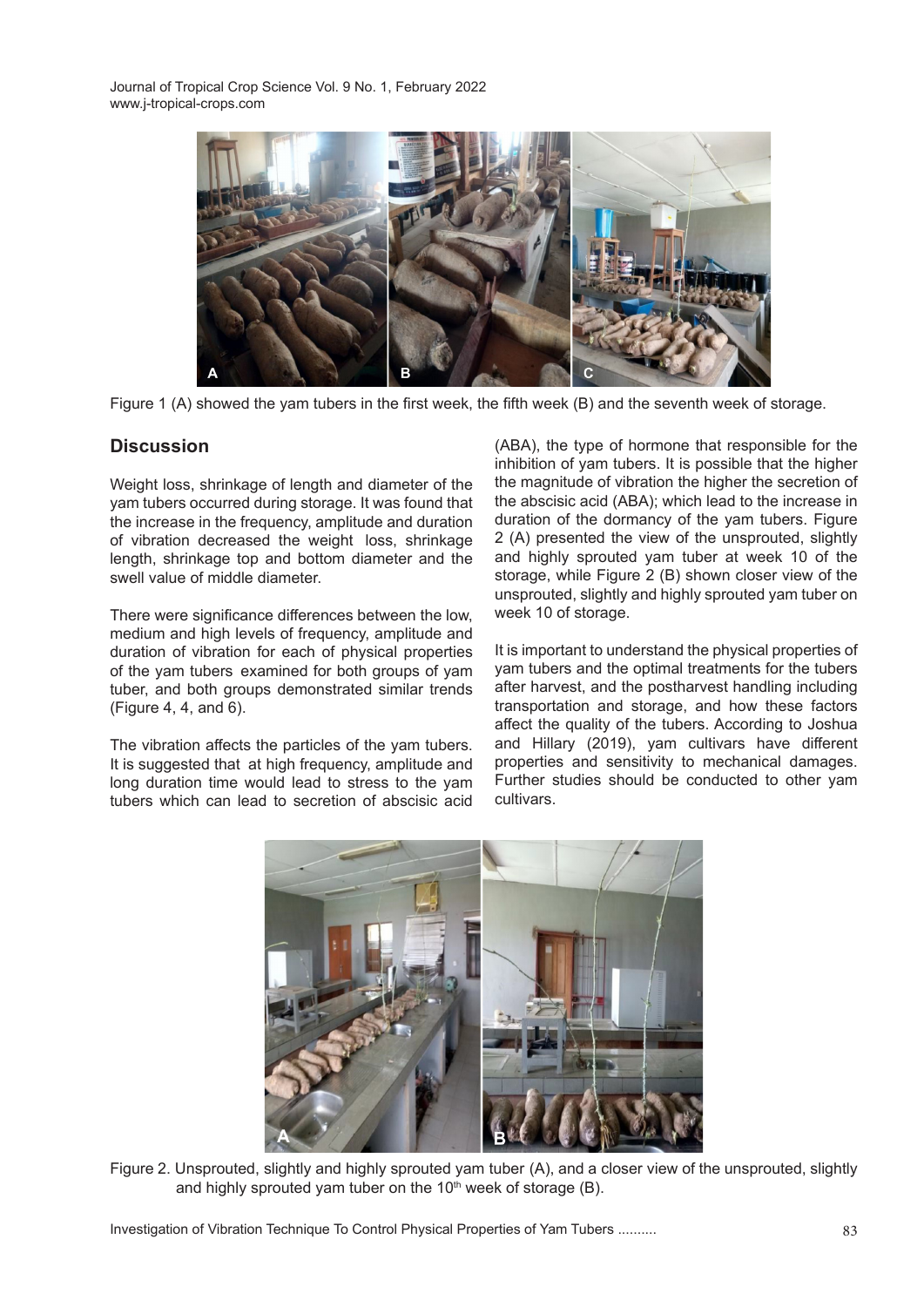Figure 1 (A) showed the yam tubers in the first week, the fifth week (B) and the seventh week of storage.

## Discussion

Weight loss, shrinkage of length and diameter of the yam tubers occurred during storage. It was found that the increase in the frequency, amplitude and duration of vibration decreased the weight loss, shrinkage length, shrinkage top and bottom diameter and the swell value of middle diameter.

There were significance differences between the low, medium and high levels of frequency, amplitude and duration of vibration for each of physical properties of the yam tubers examined for both groups of yam tuber, and both groups demonstrated similar trends (Figure 4, 4, and 6).

The vibration affects the particles of the yam tubers. It is suggested that at high frequency, amplitude and long duration time would lead to stress to the yam tubers which can lead to secretion of abscisic acid (ABA), the type of hormone that responsible for the inhibition of yam tubers. It is possible that the higher the magnitude of vibration the higher the secretion of the abscisic acid (ABA); which lead to the increase in duration of the dormancy of the yam tubers. Figure 2 (A) presented the view of the unsprouted, slightly and highly sprouted yam tuber at week 10 of the storage, while Figure 2 (B) shown closer view of the unsprouted, slightly and highly sprouted yam tuber on week 10 of storage.

It is important to understand the physical properties of yam tubers and the optimal treatments for the tubers after harvest, and the postharvest handling including transportation and storage, and how these factors affect the quality of the tubers. According to Joshua and Hillary (2019), yam cultivars have different properties and sensitivity to mechanical damages. Further studies should be conducted to other yam cultivars.

Figure 2. Unsprouted, slightly and highly sprouted yam tuber (A), and a closer view of the unsprouted, slightly and highly sprouted yam tuber on the 10th week of storage (B).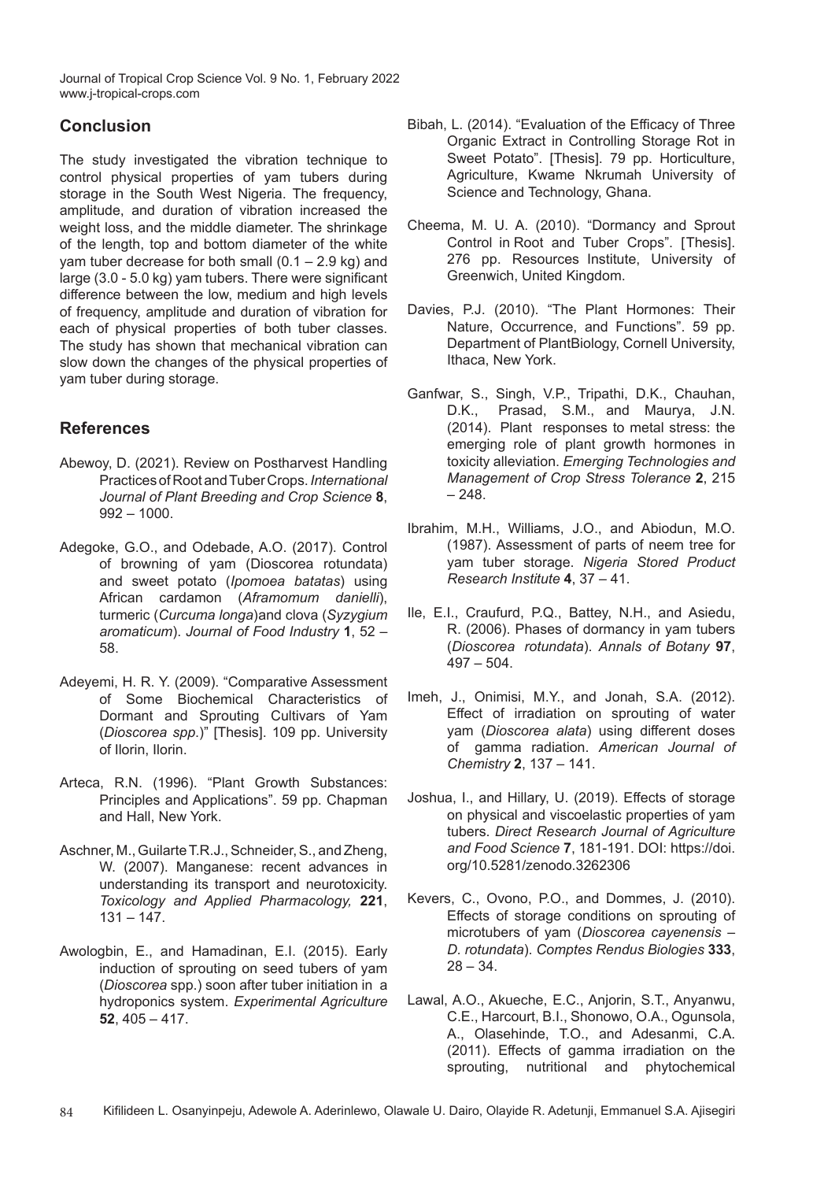## Conclusion

The study investigated the vibration technique to control physical properties of yam tubers during storage in the South West Nigeria. The frequency, amplitude, and duration of vibration increased the weight loss, and the middle diameter. The shrinkage of the length, top and bottom diameter of the white yam tuber decrease for both small (0.1 – 2.9 kg) and large (3.0 - 5.0 kg) yam tubers. There were significant difference between the low, medium and high levels of frequency, amplitude and duration of vibration for each of physical properties of both tuber classes. The study has shown that mechanical vibration can slow down the changes of the physical properties of yam tuber during storage.

## References

Abewoy, D. (2021). Review on Postharvest Handling Practices of Root and Tuber Crops. *International Journal of Plant Breeding and Crop Science* **8**, 992 – 1000.

Adegoke, G.O., and Odebade, A.O. (2017). Control of browning of yam (Dioscorea rotundata) and sweet potato (*Ipomoea batatas*) using African cardamon (*Aframomum danielli*), turmeric (*Curcuma longa*)and clova (*Syzygium aromaticum*). *Journal of Food Industry* **1**, 52 – 58.

Adeyemi, H. R. Y. (2009). "Comparative Assessment of Some Biochemical Characteristics of Dormant and Sprouting Cultivars of Yam (*Dioscorea spp*.)" [Thesis]. 109 pp. University of Ilorin, Ilorin.

Arteca, R.N. (1996). "Plant Growth Substances: Principles and Applications". 59 pp. Chapman and Hall, New York.

Aschner, M., Guilarte T.R.J., Schneider, S., and Zheng, W. (2007). Manganese: recent advances in understanding its transport and neurotoxicity. *Toxicology and Applied Pharmacology,* **221**, 131 – 147.

Awologbin, E., and Hamadinan, E.I. (2015). Early induction of sprouting on seed tubers of yam (*Dioscorea* spp.) soon after tuber initiation in a hydroponics system. *Experimental Agriculture* **52**, 405 – 417.

Bibah, L. (2014). "Evaluation of the Efficacy of Three Organic Extract in Controlling Storage Rot in Sweet Potato". [Thesis]. 79 pp. Horticulture, Agriculture, Kwame Nkrumah University of Science and Technology, Ghana.

Cheema, M. U. A. (2010). "Dormancy and Sprout Control in Root and Tuber Crops". [Thesis]. 276 pp. Resources Institute, University of Greenwich, United Kingdom.

Davies, P.J. (2010). "The Plant Hormones: Their Nature, Occurrence, and Functions". 59 pp. Department of PlantBiology, Cornell University, Ithaca, New York.

Ganfwar, S., Singh, V.P., Tripathi, D.K., Chauhan, D.K., Prasad, S.M., and Maurya, J.N. (2014). Plant responses to metal stress: the emerging role of plant growth hormones in toxicity alleviation. *Emerging Technologies and Management of Crop Stress Tolerance* **2**, 215 – 248.

Ibrahim, M.H., Williams, J.O., and Abiodun, M.O. (1987). Assessment of parts of neem tree for yam tuber storage. *Nigeria Stored Product Research Institute* **4**, 37 – 41.

Ile, E.I., Craufurd, P.Q., Battey, N.H., and Asiedu, R. (2006). Phases of dormancy in yam tubers (*Dioscorea rotundata*). *Annals of Botany* **97**, 497 – 504.

Imeh, J., Onimisi, M.Y., and Jonah, S.A. (2012). Effect of irradiation on sprouting of water yam (*Dioscorea alata*) using different doses of gamma radiation. *American Journal of Chemistry* **2**, 137 – 141.

Joshua, I., and Hillary, U. (2019). Effects of storage on physical and viscoelastic properties of yam tubers. *Direct Research Journal of Agriculture and Food Science* **7**, 181-191. DOI: https://doi.org/10.5281/zenodo.3262306

Kevers, C., Ovono, P.O., and Dommes, J. (2010). Effects of storage conditions on sprouting of microtubers of yam (*Dioscorea cayenensis – D. rotundata*). *Comptes Rendus Biologies* **333**, 28 – 34.

Lawal, A.O., Akueche, E.C., Anjorin, S.T., Anyanwu, C.E., Harcourt, B.I., Shonowo, O.A., Ogunsola, A., Olasehinde, T.O., and Adesanmi, C.A. (2011). Effects of gamma irradiation on the sprouting, nutritional and phytochemical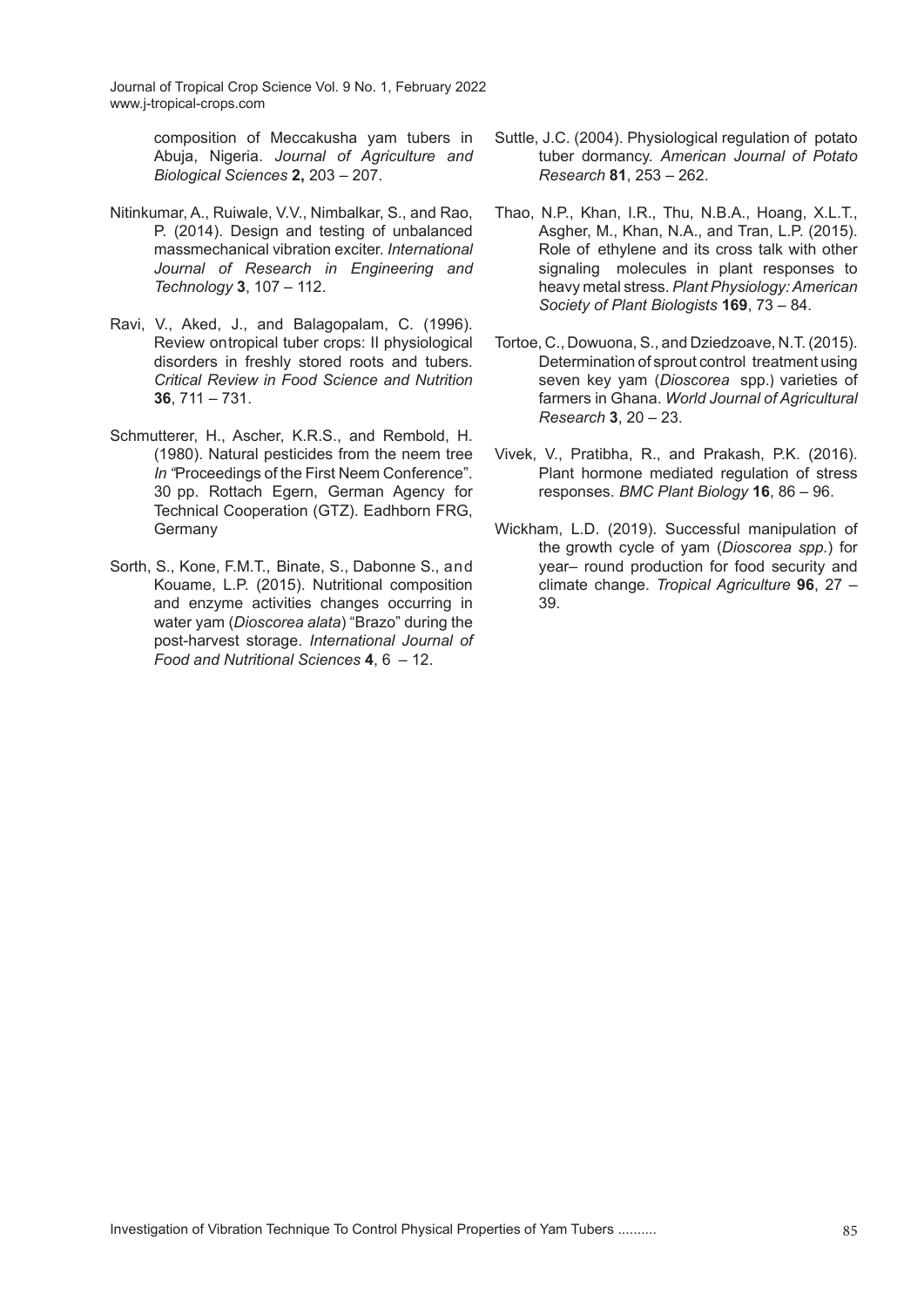composition of Meccakusha yam tubers in Abuja, Nigeria. *Journal of Agriculture and Biological Sciences* **2,** 203 – 207.

Nitinkumar, A., Ruiwale, V.V., Nimbalkar, S., and Rao, P. (2014). Design and testing of unbalanced massmechanical vibration exciter. *International Journal of Research in Engineering and Technology* **3**, 107 – 112.

Ravi, V., Aked, J., and Balagopalam, C. (1996). Review ontropical tuber crops: II physiological disorders in freshly stored roots and tubers. *Critical Review in Food Science and Nutrition* **36**, 711 – 731.

Schmutterer, H., Ascher, K.R.S., and Rembold, H. (1980). Natural pesticides from the neem tree *In "*Proceedings of the First Neem Conference". 30 pp. Rottach Egern, German Agency for Technical Cooperation (GTZ). Eadhborn FRG, Germany

Sorth, S., Kone, F.M.T., Binate, S., Dabonne S., and Kouame, L.P. (2015). Nutritional composition and enzyme activities changes occurring in water yam (*Dioscorea alata*) "Brazo" during the post-harvest storage. *International Journal of Food and Nutritional Sciences* **4**, 6 – 12.

Suttle, J.C. (2004). Physiological regulation of potato tuber dormancy. *American Journal of Potato Research* **81**, 253 – 262.

Thao, N.P., Khan, I.R., Thu, N.B.A., Hoang, X.L.T., Asgher, M., Khan, N.A., and Tran, L.P. (2015). Role of ethylene and its cross talk with other signaling molecules in plant responses to heavy metal stress. *Plant Physiology: American Society of Plant Biologists* **169**, 73 – 84.

Tortoe, C., Dowuona, S., and Dziedzoave, N.T. (2015). Determination of sprout control treatment using seven key yam (*Dioscorea* spp.) varieties of farmers in Ghana. *World Journal of Agricultural Research* **3**, 20 – 23.

Vivek, V., Pratibha, R., and Prakash, P.K. (2016). Plant hormone mediated regulation of stress responses. *BMC Plant Biology* **16**, 86 – 96.

Wickham, L.D. (2019). Successful manipulation of the growth cycle of yam (*Dioscorea spp.*) for year– round production for food security and climate change. *Tropical Agriculture* **96**, 27 – 39.